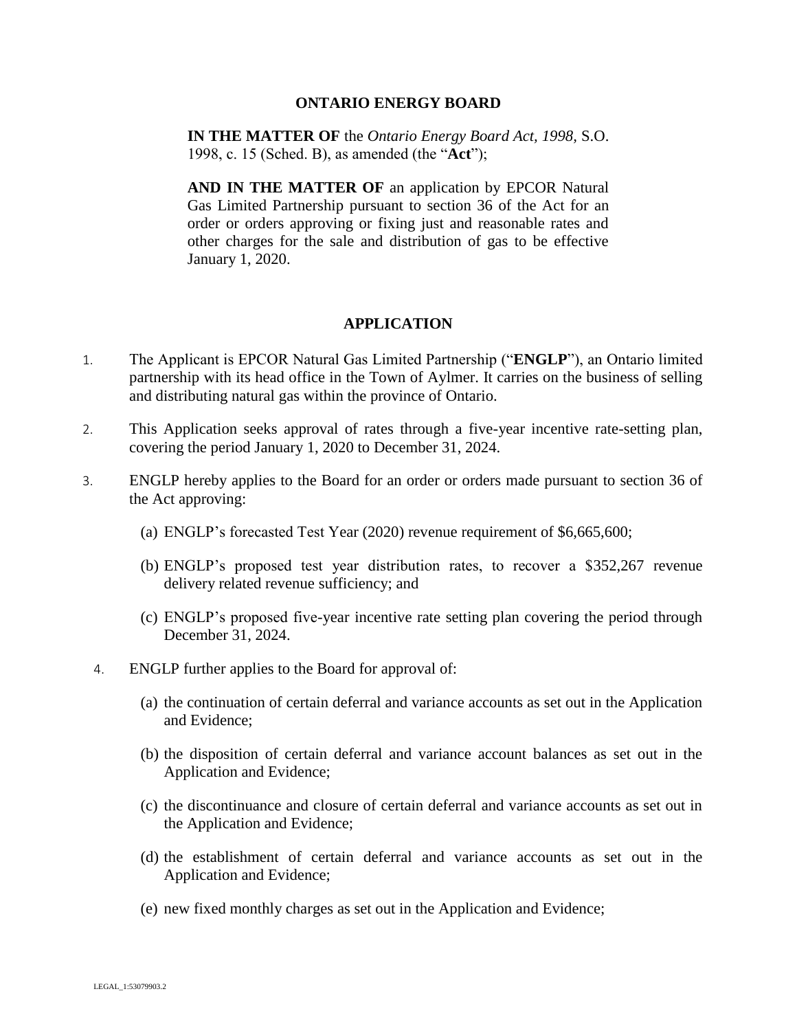**ONTARIO ENERGY BOARD**

**IN THE MATTER OF** the *Ontario Energy Board Act, 1998,* S.O. 1998, c. 15 (Sched. B), as amended (the "**Act**");

**AND IN THE MATTER OF** an application by EPCOR Natural Gas Limited Partnership pursuant to section 36 of the Act for an order or orders approving or fixing just and reasonable rates and other charges for the sale and distribution of gas to be effective January 1, 2020.

**APPLICATION**

1. The Applicant is EPCOR Natural Gas Limited Partnership ("**ENGLP**"), an Ontario limited partnership with its head office in the Town of Aylmer. It carries on the business of selling and distributing natural gas within the province of Ontario.

2. This Application seeks approval of rates through a five-year incentive rate-setting plan, covering the period January 1, 2020 to December 31, 2024.

3. ENGLP hereby applies to the Board for an order or orders made pursuant to section 36 of the Act approving:

   (a) ENGLP's forecasted Test Year (2020) revenue requirement of $6,665,600;

   (b) ENGLP's proposed test year distribution rates, to recover a $352,267 revenue delivery related revenue sufficiency; and

   (c) ENGLP's proposed five-year incentive rate setting plan covering the period through December 31, 2024.

4. ENGLP further applies to the Board for approval of:

   (a) the continuation of certain deferral and variance accounts as set out in the Application and Evidence;

   (b) the disposition of certain deferral and variance account balances as set out in the Application and Evidence;

   (c) the discontinuance and closure of certain deferral and variance accounts as set out in the Application and Evidence;

   (d) the establishment of certain deferral and variance accounts as set out in the Application and Evidence;

   (e) new fixed monthly charges as set out in the Application and Evidence;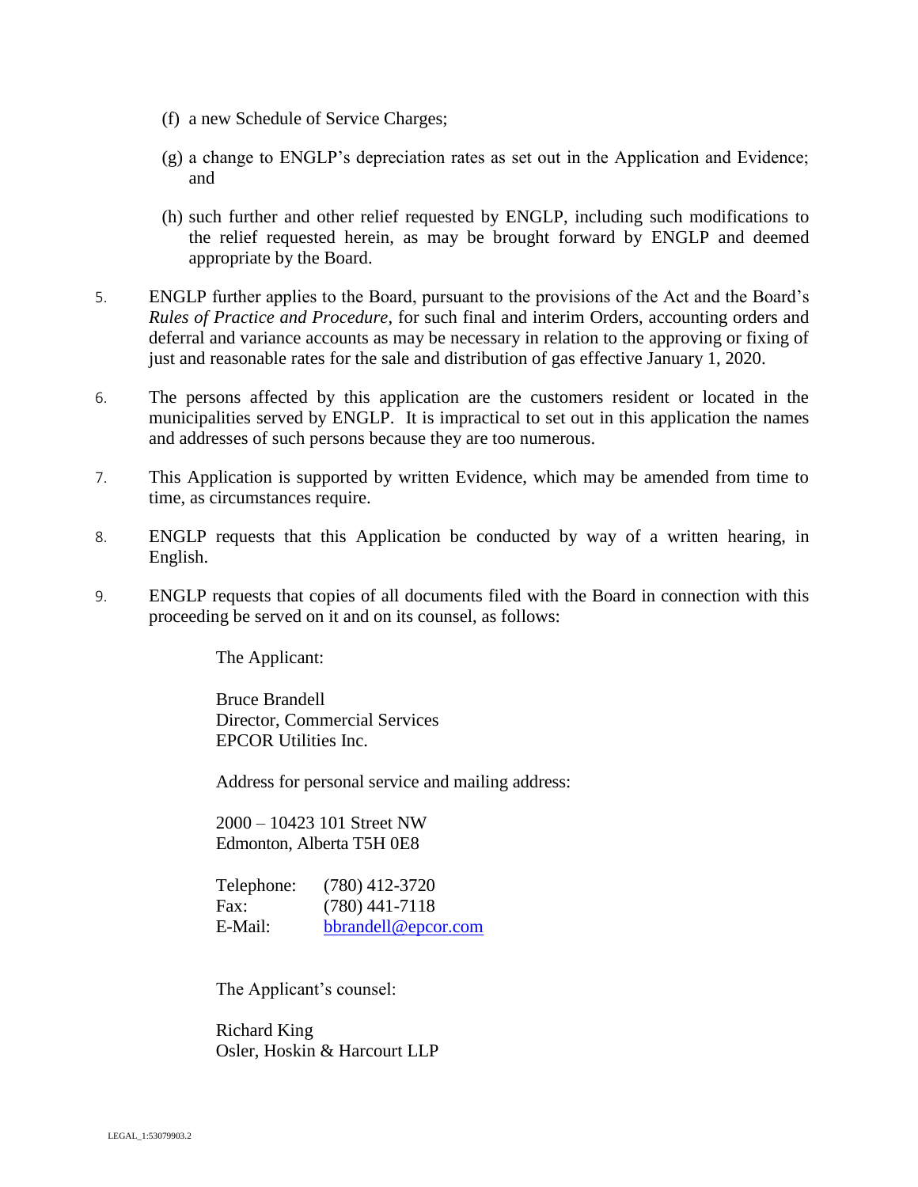(f) a new Schedule of Service Charges;

(g) a change to ENGLP's depreciation rates as set out in the Application and Evidence; and

(h) such further and other relief requested by ENGLP, including such modifications to the relief requested herein, as may be brought forward by ENGLP and deemed appropriate by the Board.

5. ENGLP further applies to the Board, pursuant to the provisions of the Act and the Board's *Rules of Practice and Procedure*, for such final and interim Orders, accounting orders and deferral and variance accounts as may be necessary in relation to the approving or fixing of just and reasonable rates for the sale and distribution of gas effective January 1, 2020.

6. The persons affected by this application are the customers resident or located in the municipalities served by ENGLP. It is impractical to set out in this application the names and addresses of such persons because they are too numerous.

7. This Application is supported by written Evidence, which may be amended from time to time, as circumstances require.

8. ENGLP requests that this Application be conducted by way of a written hearing, in English.

9. ENGLP requests that copies of all documents filed with the Board in connection with this proceeding be served on it and on its counsel, as follows:

The Applicant:

Bruce Brandell
Director, Commercial Services
EPCOR Utilities Inc.

Address for personal service and mailing address:

2000 – 10423 101 Street NW
Edmonton, Alberta T5H 0E8

Telephone: (780) 412-3720
Fax: (780) 441-7118
E-Mail: bbrandell@epcor.com

The Applicant's counsel:

Richard King
Osler, Hoskin & Harcourt LLP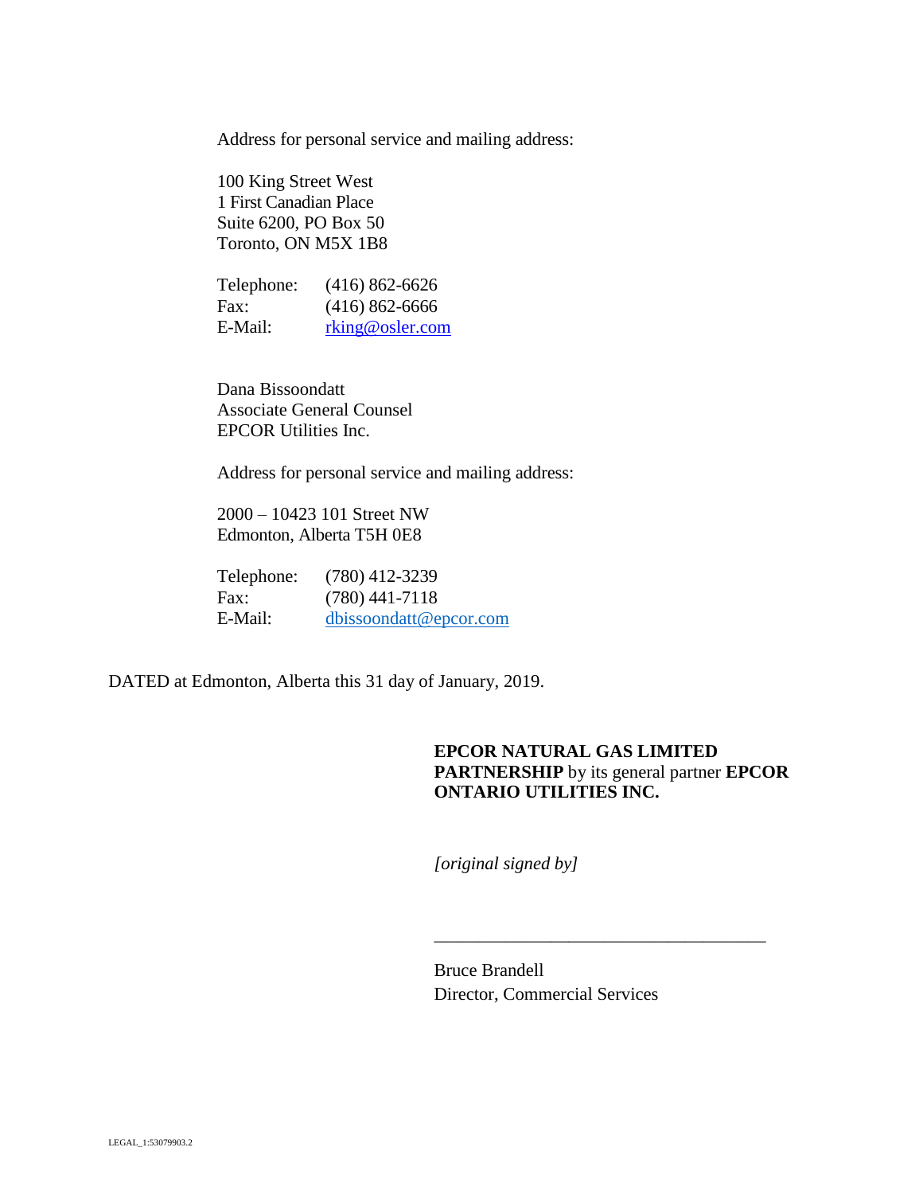Address for personal service and mailing address:

100 King Street West
1 First Canadian Place
Suite 6200, PO Box 50
Toronto, ON M5X 1B8

| | |
|---|---|
| Telephone: | (416) 862-6626 |
| Fax: | (416) 862-6666 |
| E-Mail: | rking@osler.com |

Dana Bissoondatt
Associate General Counsel
EPCOR Utilities Inc.

Address for personal service and mailing address:

2000 – 10423 101 Street NW
Edmonton, Alberta T5H 0E8

| | |
|---|---|
| Telephone: | (780) 412-3239 |
| Fax: | (780) 441-7118 |
| E-Mail: | dbissoondatt@epcor.com |

DATED at Edmonton, Alberta this 31 day of January, 2019.

**EPCOR NATURAL GAS LIMITED PARTNERSHIP** by its general partner **EPCOR ONTARIO UTILITIES INC.**

*[original signed by]*

_____________________________________

Bruce Brandell
Director, Commercial Services

LEGAL_1:53079903.2